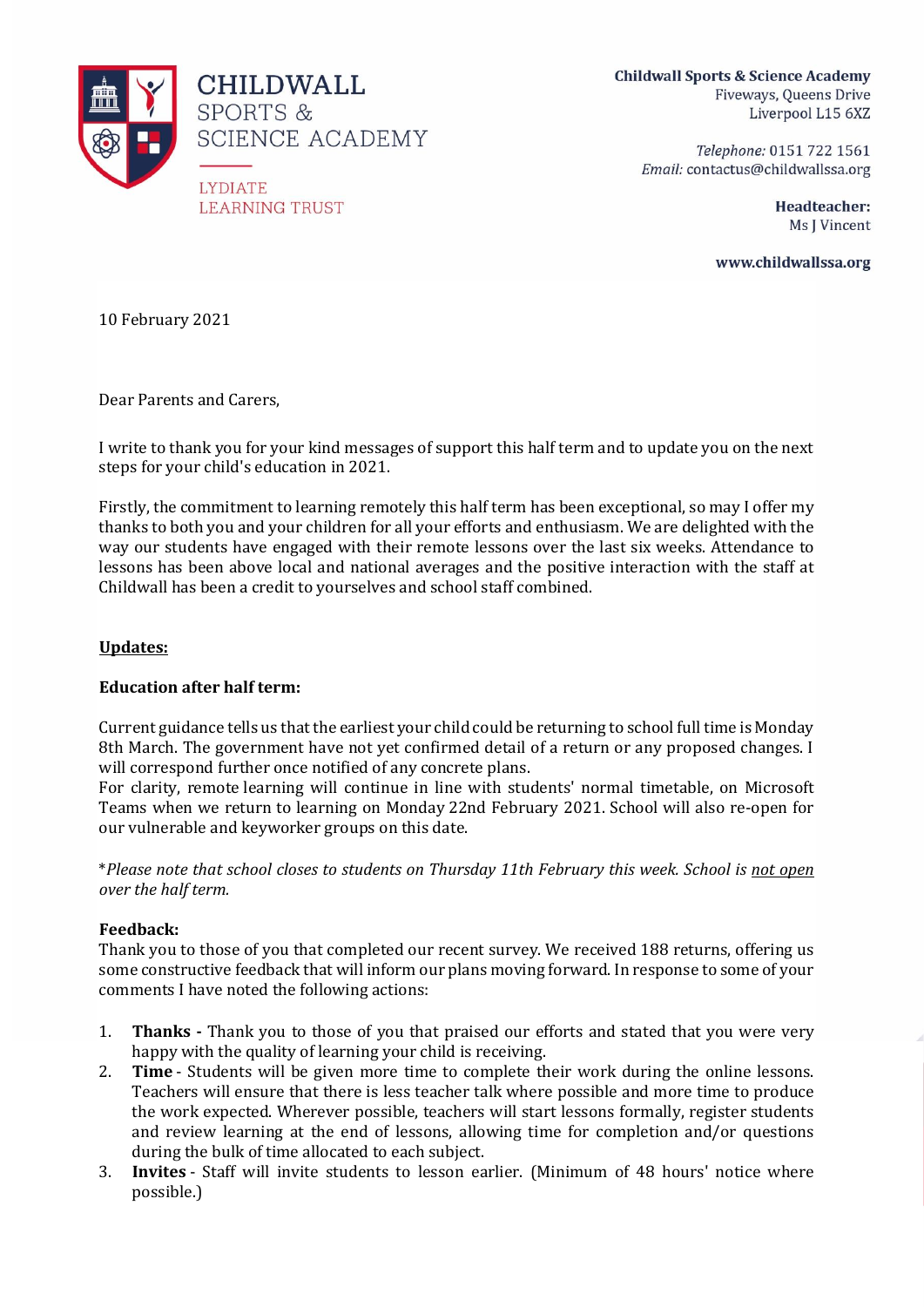CHILDWALL SPORTS & SCIENCE ACADEMY

LYDIATE LEARNING TRUST

**Childwall Sports & Science Academy**
Fiveways, Queens Drive
Liverpool L15 6XZ

*Telephone:* 0151 722 1561
*Email:* contactus@childwallssa.org

**Headteacher:**
Ms J Vincent

**www.childwallssa.org**

10 February 2021

Dear Parents and Carers,

I write to thank you for your kind messages of support this half term and to update you on the next steps for your child's education in 2021.

Firstly, the commitment to learning remotely this half term has been exceptional, so may I offer my thanks to both you and your children for all your efforts and enthusiasm. We are delighted with the way our students have engaged with their remote lessons over the last six weeks. Attendance to lessons has been above local and national averages and the positive interaction with the staff at Childwall has been a credit to yourselves and school staff combined.

**<u>Updates:</u>**

**Education after half term:**

Current guidance tells us that the earliest your child could be returning to school full time is Monday 8th March. The government have not yet confirmed detail of a return or any proposed changes. I will correspond further once notified of any concrete plans.
For clarity, remote learning will continue in line with students' normal timetable, on Microsoft Teams when we return to learning on Monday 22nd February 2021. School will also re-open for our vulnerable and keyworker groups on this date.

\**Please note that school closes to students on Thursday 11th February this week. School is <u>not open</u> over the half term.*

**Feedback:**
Thank you to those of you that completed our recent survey. We received 188 returns, offering us some constructive feedback that will inform our plans moving forward. In response to some of your comments I have noted the following actions:

1. **Thanks -** Thank you to those of you that praised our efforts and stated that you were very happy with the quality of learning your child is receiving.
2. **Time** - Students will be given more time to complete their work during the online lessons. Teachers will ensure that there is less teacher talk where possible and more time to produce the work expected. Wherever possible, teachers will start lessons formally, register students and review learning at the end of lessons, allowing time for completion and/or questions during the bulk of time allocated to each subject.
3. **Invites** - Staff will invite students to lesson earlier. (Minimum of 48 hours' notice where possible.)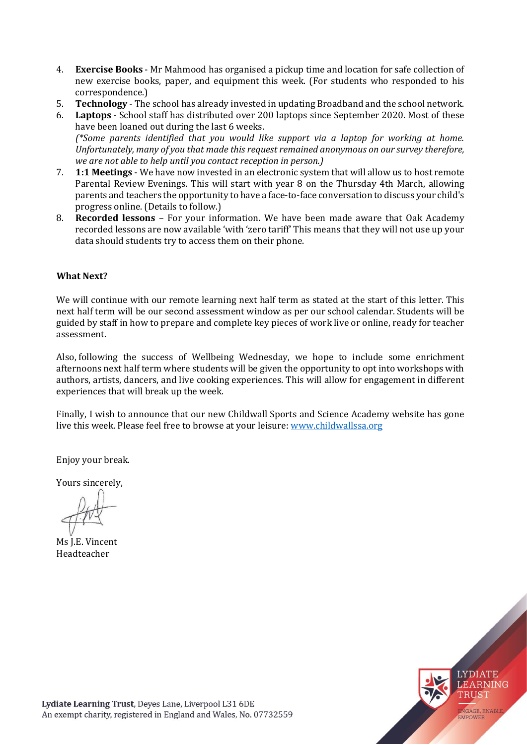4. **Exercise Books** - Mr Mahmood has organised a pickup time and location for safe collection of new exercise books, paper, and equipment this week. (For students who responded to his correspondence.)
5. **Technology** - The school has already invested in updating Broadband and the school network.
6. **Laptops** - School staff has distributed over 200 laptops since September 2020. Most of these have been loaned out during the last 6 weeks.
   *(\*Some parents identified that you would like support via a laptop for working at home. Unfortunately, many of you that made this request remained anonymous on our survey therefore, we are not able to help until you contact reception in person.)*
7. **1:1 Meetings** - We have now invested in an electronic system that will allow us to host remote Parental Review Evenings. This will start with year 8 on the Thursday 4th March, allowing parents and teachers the opportunity to have a face-to-face conversation to discuss your child's progress online. (Details to follow.)
8. **Recorded lessons** – For your information. We have been made aware that Oak Academy recorded lessons are now available 'with 'zero tariff' This means that they will not use up your data should students try to access them on their phone.

**What Next?**

We will continue with our remote learning next half term as stated at the start of this letter. This next half term will be our second assessment window as per our school calendar. Students will be guided by staff in how to prepare and complete key pieces of work live or online, ready for teacher assessment.

Also, following the success of Wellbeing Wednesday, we hope to include some enrichment afternoons next half term where students will be given the opportunity to opt into workshops with authors, artists, dancers, and live cooking experiences. This will allow for engagement in different experiences that will break up the week.

Finally, I wish to announce that our new Childwall Sports and Science Academy website has gone live this week. Please feel free to browse at your leisure: [www.childwallssa.org](http://www.childwallssa.org)

Enjoy your break.

Yours sincerely,

Ms J.E. Vincent
Headteacher

**Lydiate Learning Trust**, Deyes Lane, Liverpool L31 6DE
An exempt charity, registered in England and Wales, No. 07732559